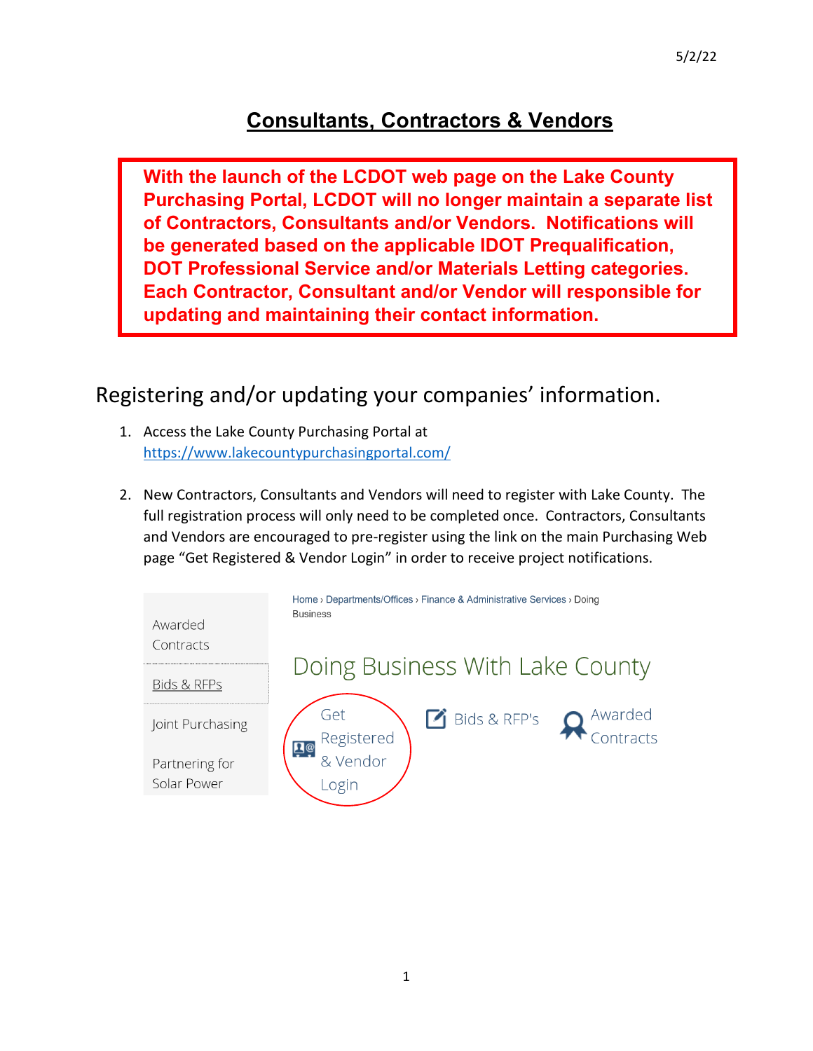5/2/22

# Consultants, Contractors & Vendors

**With the launch of the LCDOT web page on the Lake County Purchasing Portal, LCDOT will no longer maintain a separate list of Contractors, Consultants and/or Vendors. Notifications will be generated based on the applicable IDOT Prequalification, DOT Professional Service and/or Materials Letting categories. Each Contractor, Consultant and/or Vendor will responsible for updating and maintaining their contact information.**

## Registering and/or updating your companies' information.

1. Access the Lake County Purchasing Portal at https://www.lakecountypurchasingportal.com/

2. New Contractors, Consultants and Vendors will need to register with Lake County. The full registration process will only need to be completed once. Contractors, Consultants and Vendors are encouraged to pre-register using the link on the main Purchasing Web page "Get Registered & Vendor Login" in order to receive project notifications.

Awarded Contracts

Bids & RFPs

Joint Purchasing

Partnering for Solar Power

Home › Departments/Offices › Finance & Administrative Services › Doing Business

Doing Business With Lake County

Get Registered & Vendor Login

Bids & RFP's

Awarded Contracts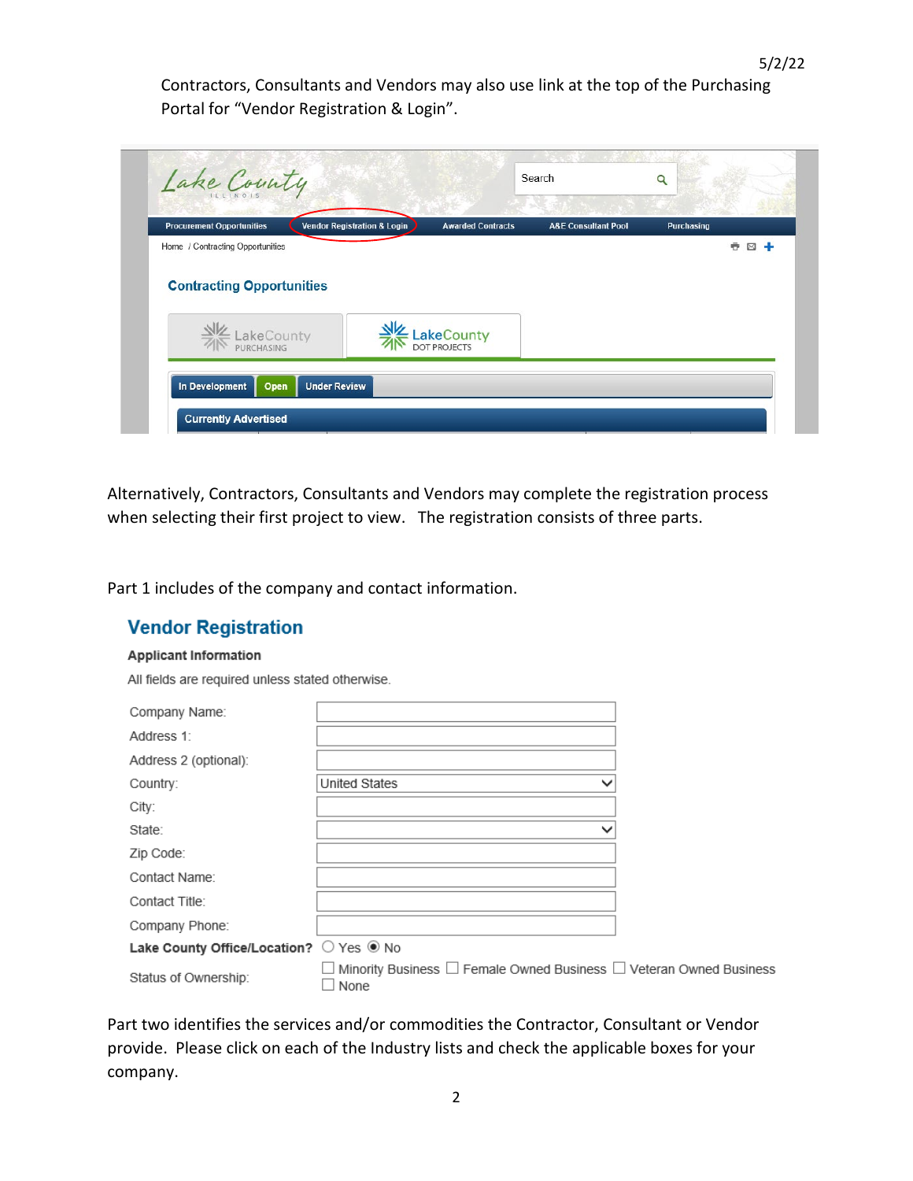5/2/22

Contractors, Consultants and Vendors may also use link at the top of the Purchasing Portal for "Vendor Registration & Login".

Alternatively, Contractors, Consultants and Vendors may complete the registration process when selecting their first project to view. The registration consists of three parts.

Part 1 includes of the company and contact information.

## Vendor Registration

**Applicant Information**

All fields are required unless stated otherwise.

| | |
|---|---|
| Company Name: | |
| Address 1: | |
| Address 2 (optional): | |
| Country: | United States |
| City: | |
| State: | |
| Zip Code: | |
| Contact Name: | |
| Contact Title: | |
| Company Phone: | |
| **Lake County Office/Location?** | ○ Yes ◉ No |
| Status of Ownership: | ☐ Minority Business ☐ Female Owned Business ☐ Veteran Owned Business ☐ None |

Part two identifies the services and/or commodities the Contractor, Consultant or Vendor provide. Please click on each of the Industry lists and check the applicable boxes for your company.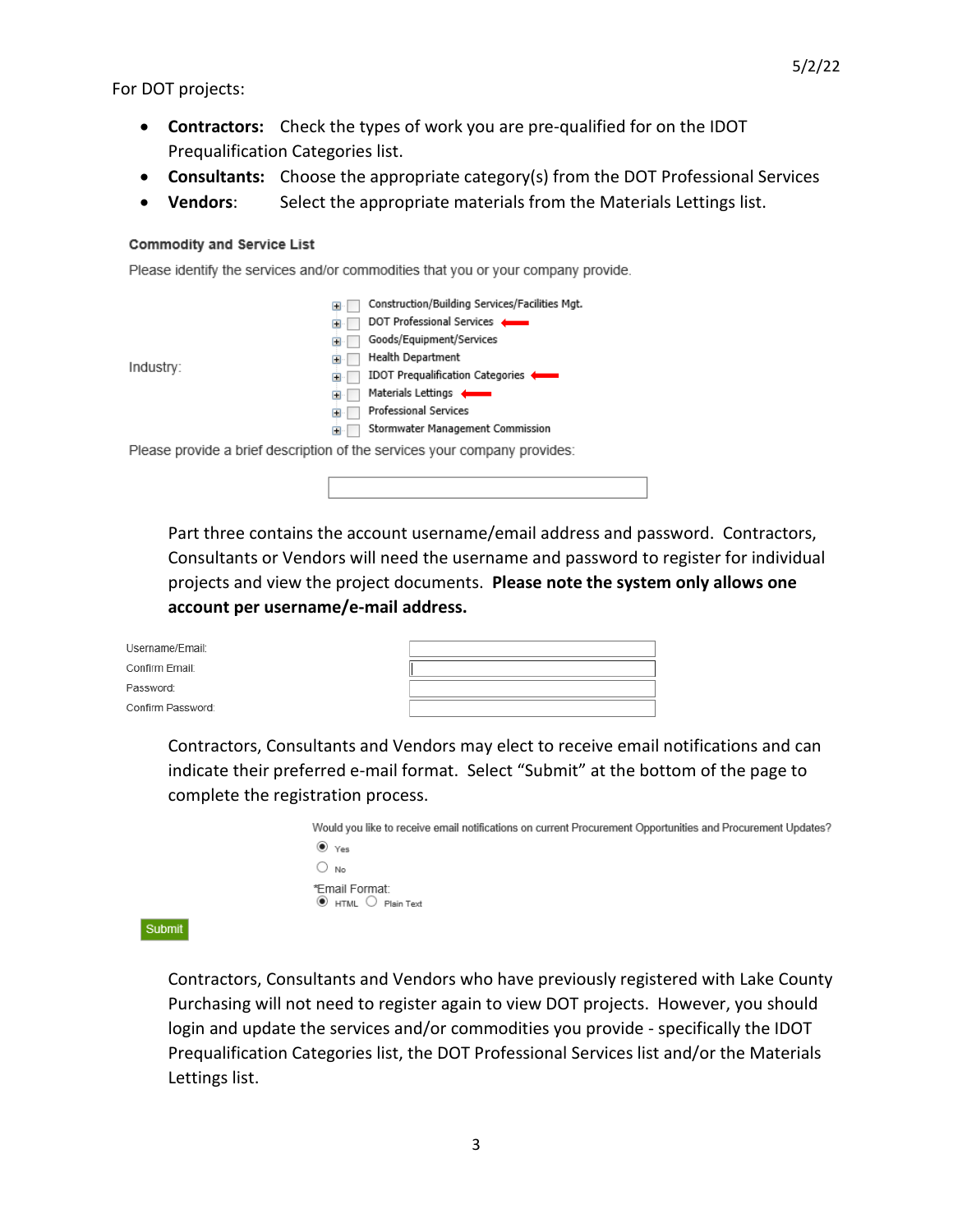5/2/22

For DOT projects:

- **Contractors:** Check the types of work you are pre-qualified for on the IDOT Prequalification Categories list.
- **Consultants:** Choose the appropriate category(s) from the DOT Professional Services
- **Vendors**: Select the appropriate materials from the Materials Lettings list.

**Commodity and Service List**

Please identify the services and/or commodities that you or your company provide.

Industry:

- Construction/Building Services/Facilities Mgt.
- DOT Professional Services
- Goods/Equipment/Services
- Health Department
- IDOT Prequalification Categories
- Materials Lettings
- Professional Services
- Stormwater Management Commission

Please provide a brief description of the services your company provides:

Part three contains the account username/email address and password. Contractors, Consultants or Vendors will need the username and password to register for individual projects and view the project documents. **Please note the system only allows one account per username/e-mail address.**

Username/Email:
Confirm Email:
Password:
Confirm Password:

Contractors, Consultants and Vendors may elect to receive email notifications and can indicate their preferred e-mail format. Select "Submit" at the bottom of the page to complete the registration process.

Would you like to receive email notifications on current Procurement Opportunities and Procurement Updates?

- Yes
- No

*Email Format:
HTML  Plain Text

Submit

Contractors, Consultants and Vendors who have previously registered with Lake County Purchasing will not need to register again to view DOT projects. However, you should login and update the services and/or commodities you provide - specifically the IDOT Prequalification Categories list, the DOT Professional Services list and/or the Materials Lettings list.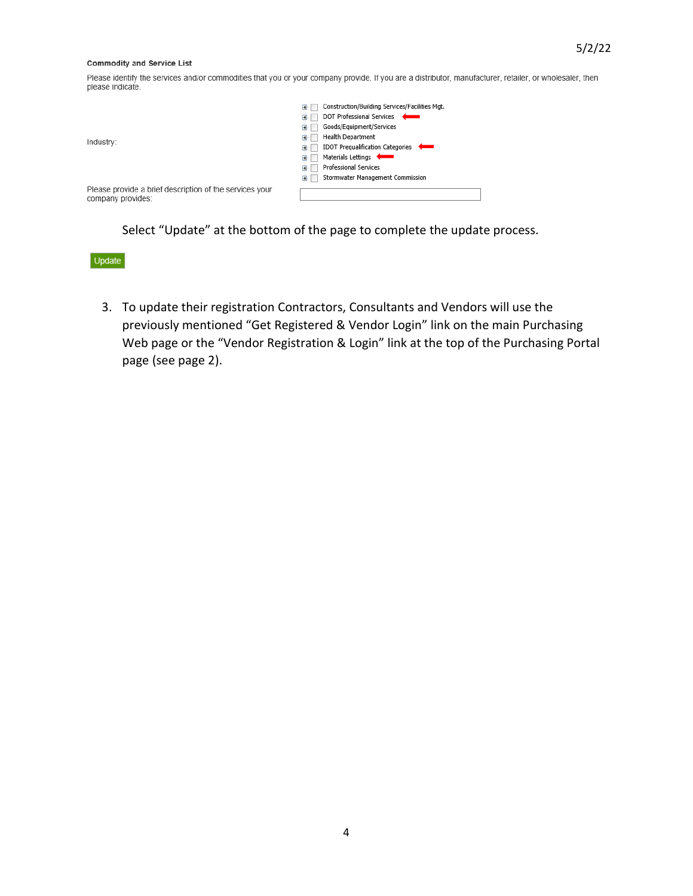**Commodity and Service List**

Please identify the services and/or commodities that you or your company provide. If you are a distributor, manufacturer, retailer, or wholesaler, then please indicate.

Industry:

- Construction/Building Services/Facilities Mgt.
- DOT Professional Services
- Goods/Equipment/Services
- Health Department
- IDOT Prequalification Categories
- Materials Lettings
- Professional Services
- Stormwater Management Commission

Please provide a brief description of the services your company provides:

Select "Update" at the bottom of the page to complete the update process.

Update

3. To update their registration Contractors, Consultants and Vendors will use the previously mentioned "Get Registered & Vendor Login" link on the main Purchasing Web page or the "Vendor Registration & Login" link at the top of the Purchasing Portal page (see page 2).